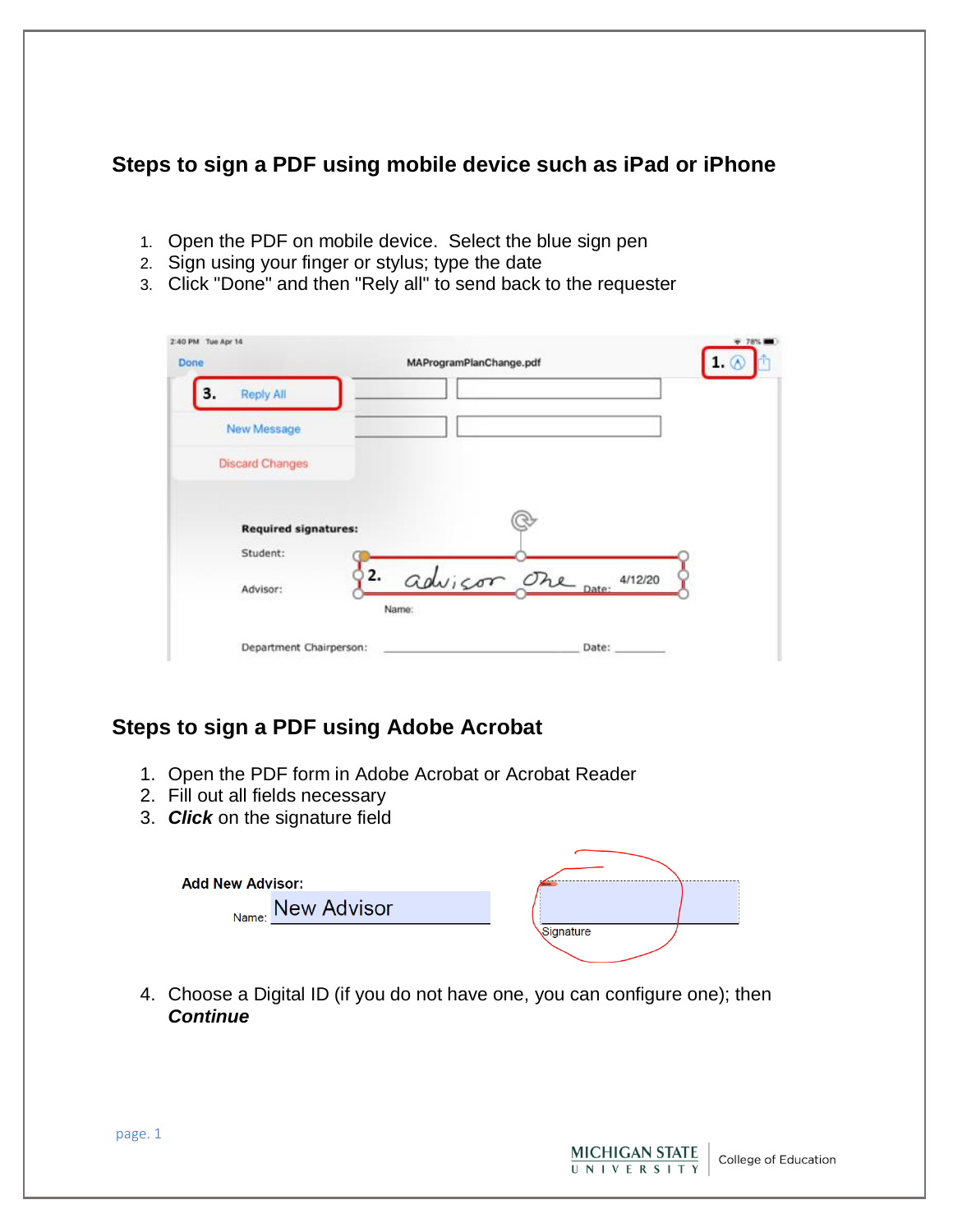## Steps to sign a PDF using mobile device such as iPad or iPhone

1. Open the PDF on mobile device. Select the blue sign pen
2. Sign using your finger or stylus; type the date
3. Click "Done" and then "Rely all" to send back to the requester

## Steps to sign a PDF using Adobe Acrobat

1. Open the PDF form in Adobe Acrobat or Acrobat Reader
2. Fill out all fields necessary
3. ***Click*** on the signature field

4. Choose a Digital ID (if you do not have one, you can configure one); then ***Continue***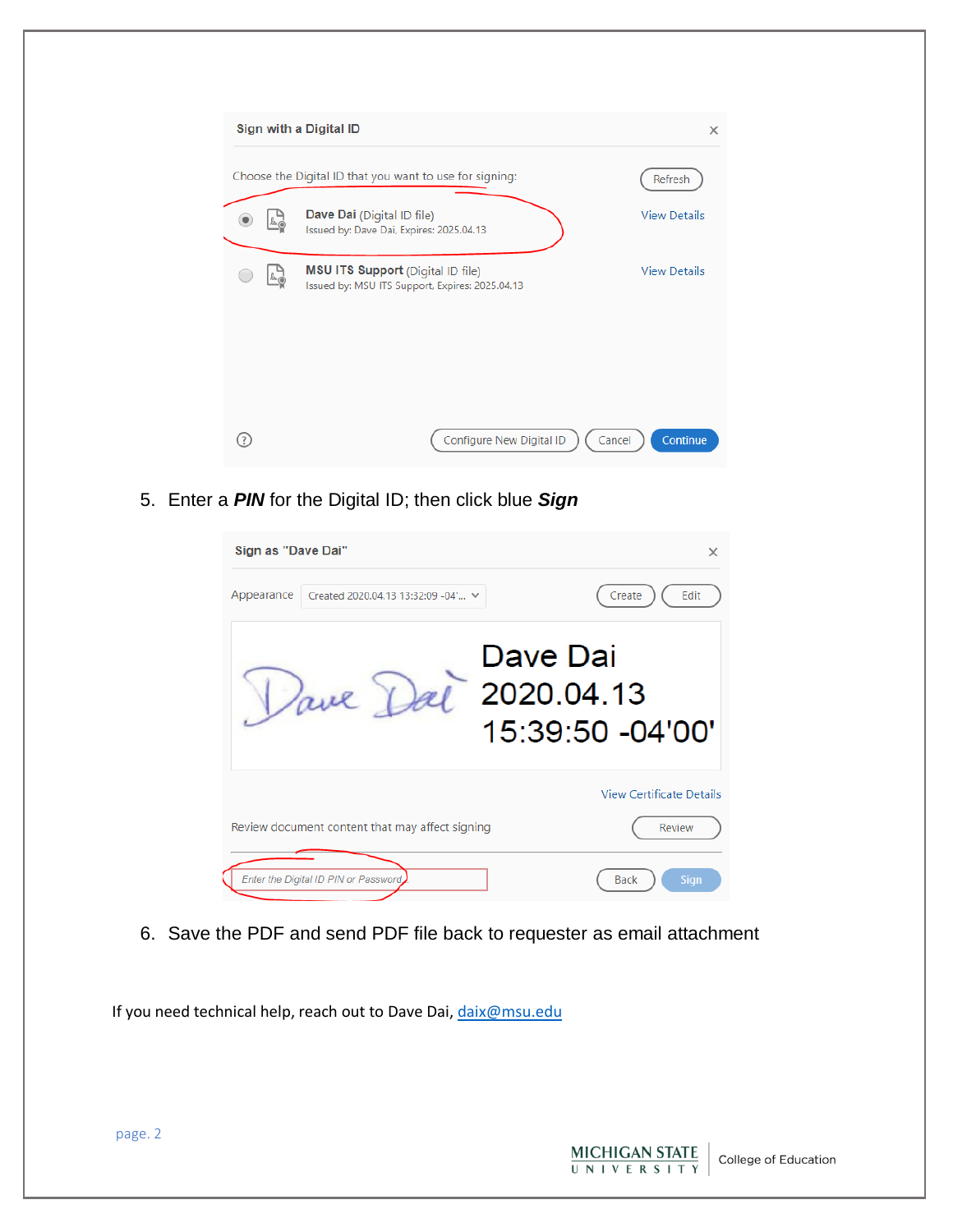Sign with a Digital ID

Choose the Digital ID that you want to use for signing:

Refresh

Dave Dai (Digital ID file)
Issued by: Dave Dai, Expires: 2025.04.13

View Details

MSU ITS Support (Digital ID file)
Issued by: MSU ITS Support, Expires: 2025.04.13

View Details

Configure New Digital ID | Cancel | Continue

5. Enter a ***PIN*** for the Digital ID; then click blue ***Sign***

Sign as "Dave Dai"

Appearance: Created 2020.04.13 13:32:09 -04'...

Create | Edit

Dave Dai
2020.04.13
15:39:50 -04'00'

View Certificate Details

Review document content that may affect signing

Review

Enter the Digital ID PIN or Password

Back | Sign

6. Save the PDF and send PDF file back to requester as email attachment

If you need technical help, reach out to Dave Dai, daix@msu.edu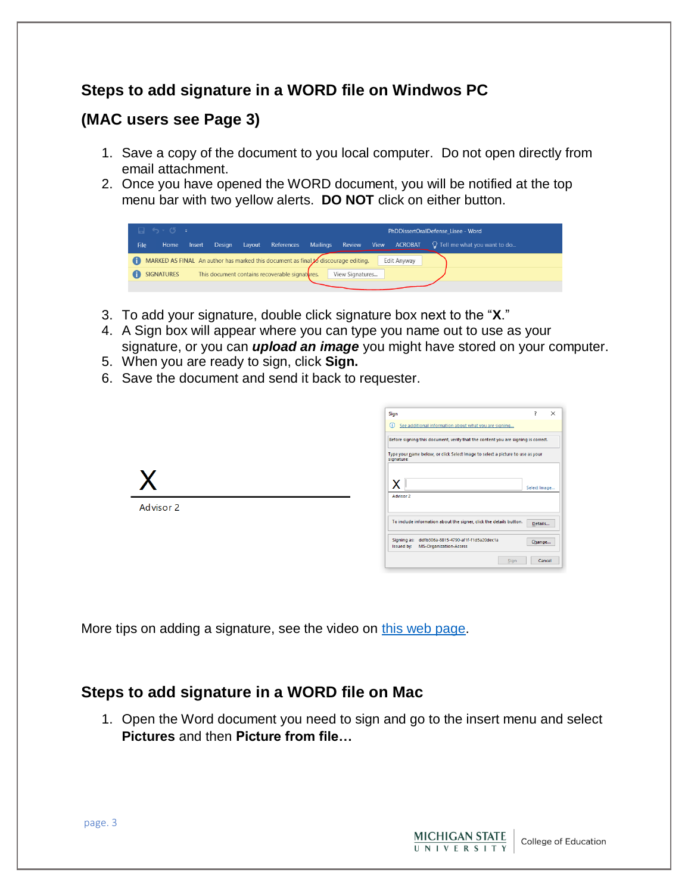## Steps to add signature in a WORD file on Windwos PC

## (MAC users see Page 3)

1. Save a copy of the document to you local computer. Do not open directly from email attachment.
2. Once you have opened the WORD document, you will be notified at the top menu bar with two yellow alerts. **DO NOT** click on either button.
3. To add your signature, double click signature box next to the "**X**."
4. A Sign box will appear where you can type you name out to use as your signature, or you can ***upload an image*** you might have stored on your computer.
5. When you are ready to sign, click **Sign.**
6. Save the document and send it back to requester.

X

Advisor 2

More tips on adding a signature, see the video on [this web page](#).

## Steps to add signature in a WORD file on Mac

1. Open the Word document you need to sign and go to the insert menu and select **Pictures** and then **Picture from file…**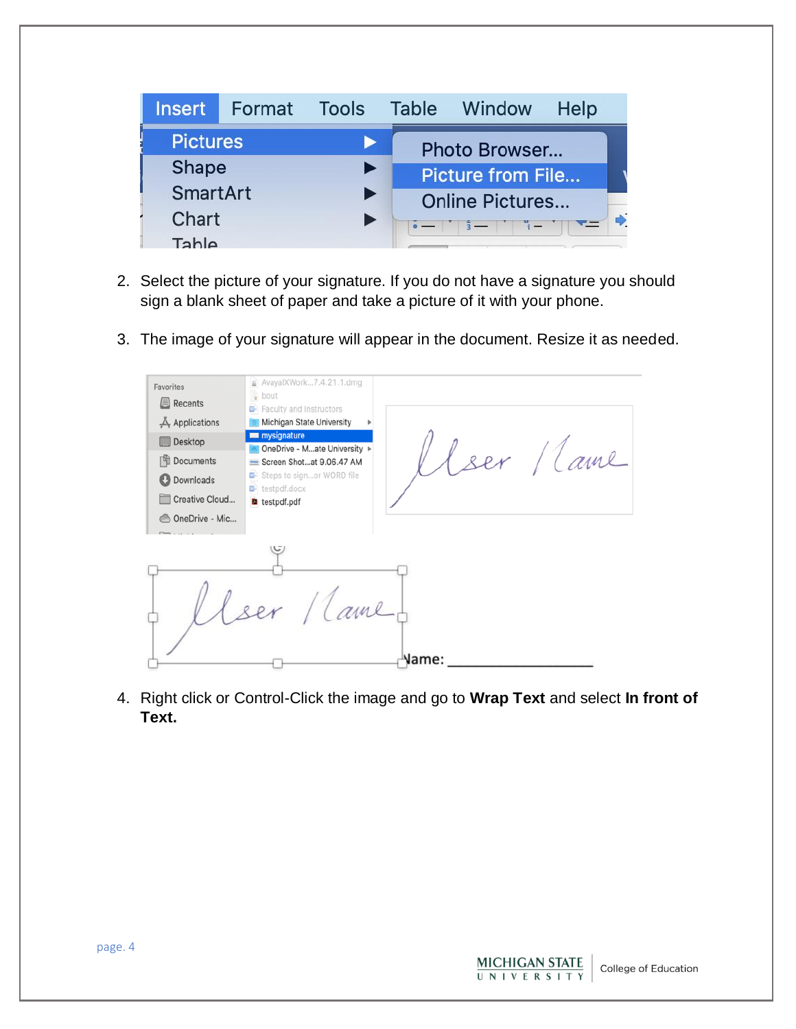2. Select the picture of your signature. If you do not have a signature you should sign a blank sheet of paper and take a picture of it with your phone.

3. The image of your signature will appear in the document. Resize it as needed.

4. Right click or Control-Click the image and go to **Wrap Text** and select **In front of Text.**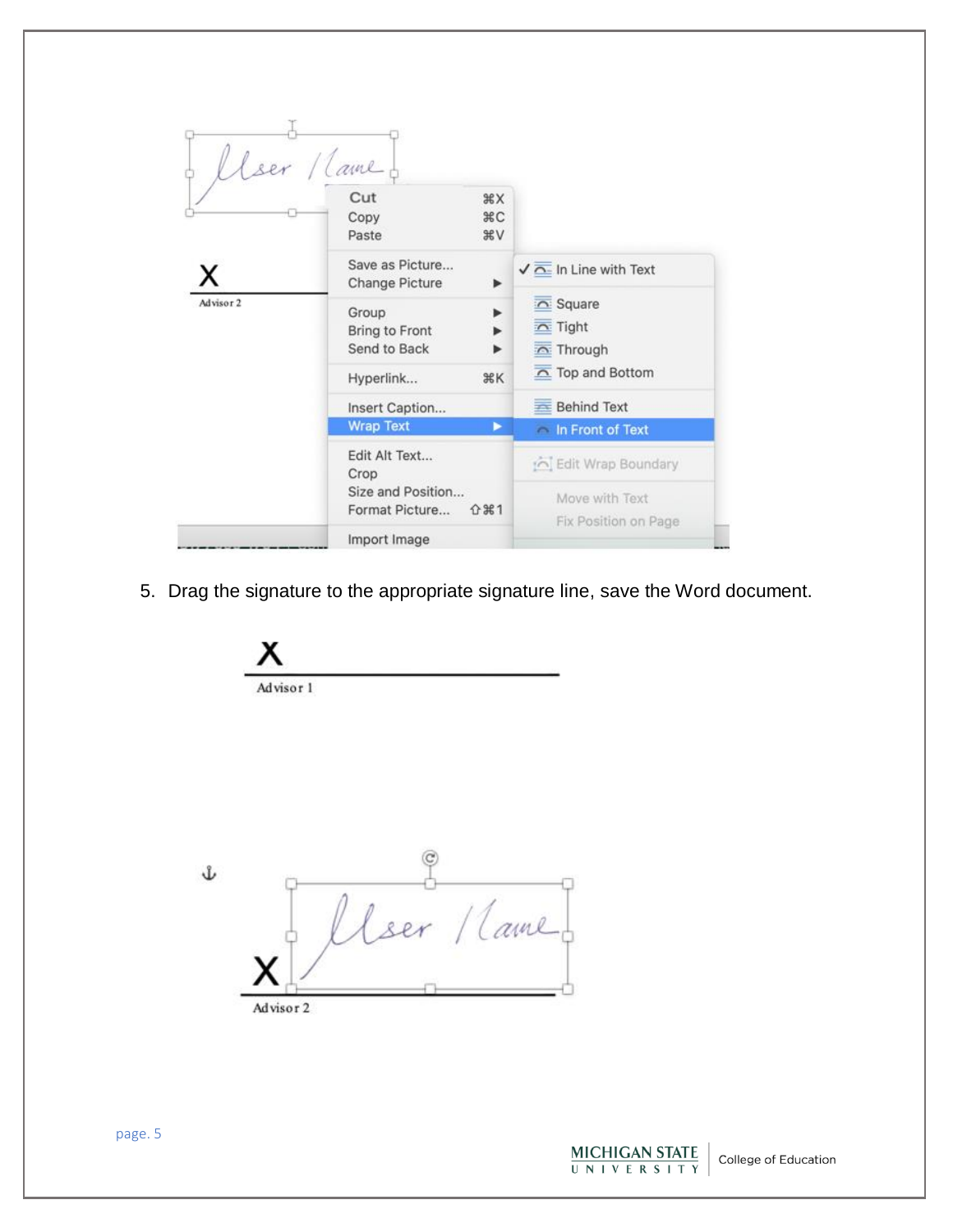5. Drag the signature to the appropriate signature line, save the Word document.